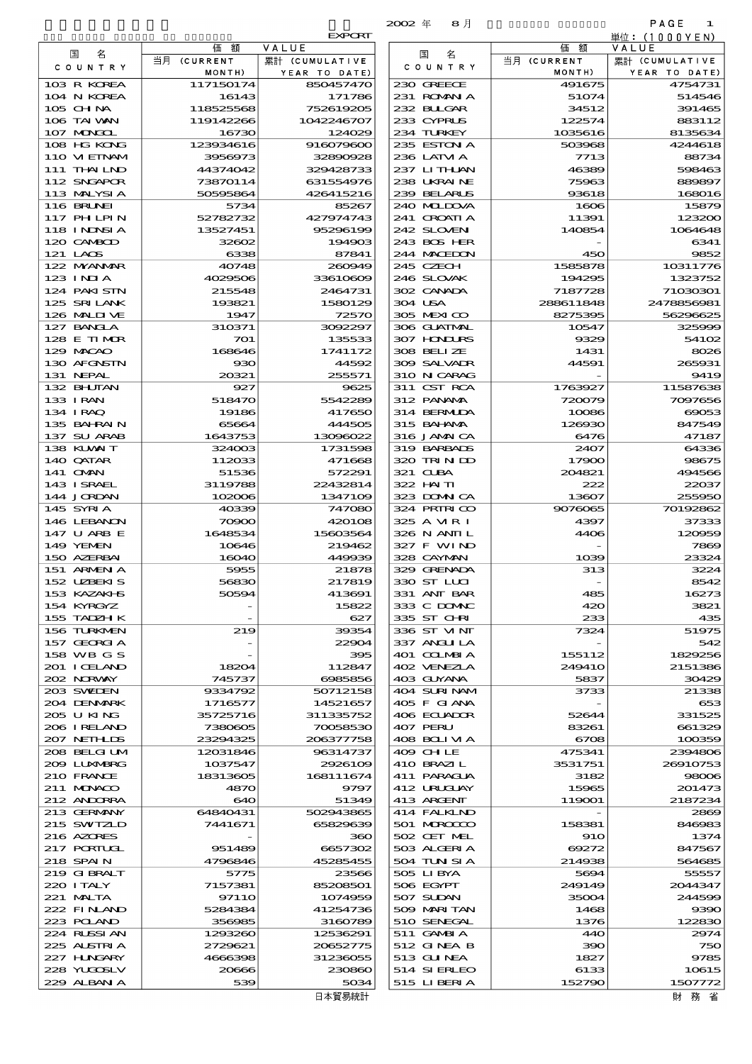2002 年 8 月

EXPORT

単位：(1000YEN)

| 国名 COUNTRY | 価額 VALUE 当月 (CURRENT MONTH) | 累計 (CUMULATIVE YEAR TO DATE) | 国名 COUNTRY | 価額 VALUE 当月 (CURRENT MONTH) | 累計 (CUMULATIVE YEAR TO DATE) |
|---|---|---|---|---|---|
| 103 R KOREA | 117150174 | 850457470 | 230 GREECE | 491675 | 4754731 |
| 104 N KOREA | 16143 | 171786 | 231 ROMANIA | 51074 | 514546 |
| 105 CHINA | 118525568 | 752619205 | 232 BULGAR | 34512 | 391465 |
| 106 TAIWAN | 119142266 | 1042246707 | 233 CYPRUS | 122574 | 883112 |
| 107 MONGOL | 16730 | 124029 | 234 TURKEY | 1035616 | 8135634 |
| 108 HG KONG | 123934616 | 916079600 | 235 ESTONIA | 503968 | 4244618 |
| 110 VIETNAM | 3956973 | 32890928 | 236 LATVIA | 7713 | 88734 |
| 111 THAILND | 44374042 | 329428733 | 237 LITHUAN | 46389 | 598463 |
| 112 SNGAPOR | 73870114 | 631554976 | 238 UKRAINE | 75963 | 889897 |
| 113 MALYSIA | 50595864 | 426415216 | 239 BELARUS | 93618 | 168016 |
| 116 BRUNEI | 5734 | 85267 | 240 MOLDOVA | 1606 | 15879 |
| 117 PHLPIN | 52782732 | 427974743 | 241 CROATIA | 11391 | 123200 |
| 118 INDNSIA | 13527451 | 95296199 | 242 SLOVEN | 140854 | 1064648 |
| 120 CAMBOD | 32602 | 194903 | 243 BOS HER | - | 6341 |
| 121 LAOS | 6338 | 87841 | 244 MACEDON | 450 | 9852 |
| 122 MYANMAR | 40748 | 260949 | 245 CZECH | 1585878 | 10311776 |
| 123 INDIA | 4029506 | 33610609 | 246 SLOVAK | 194295 | 1323752 |
| 124 PAKISTN | 215548 | 2464731 | 302 CANADA | 7187728 | 71030301 |
| 125 SRI LANK | 193821 | 1580129 | 304 USA | 288611848 | 2478856981 |
| 126 MALDIVE | 1947 | 72570 | 305 MEXICO | 8275395 | 56296625 |
| 127 BANGLA | 310371 | 3092297 | 306 GUATMAL | 10547 | 325999 |
| 128 E TIMOR | 701 | 135533 | 307 HONDURS | 9329 | 54102 |
| 129 MACAO | 168646 | 1741172 | 308 BELIZE | 1431 | 8026 |
| 130 AFGNSTN | 930 | 44592 | 309 SALVADR | 44591 | 265931 |
| 131 NEPAL | 20321 | 255571 | 310 NICARAG | - | 9419 |
| 132 BHUTAN | 927 | 9625 | 311 CST RCA | 1763927 | 11587638 |
| 133 IRAN | 518470 | 5542289 | 312 PANAMA | 720079 | 7097656 |
| 134 IRAQ | 19186 | 417650 | 314 BERMUDA | 10086 | 69053 |
| 135 BAHRAIN | 65664 | 444505 | 315 BAHAMA | 126930 | 847549 |
| 137 SU ARAB | 1643753 | 13096022 | 316 JAMAICA | 6476 | 47187 |
| 138 KUWAIT | 324003 | 1731598 | 319 BARBADS | 2407 | 64336 |
| 140 QATAR | 112033 | 471668 | 320 TRINIDD | 17900 | 98675 |
| 141 OMAN | 51536 | 572291 | 321 CUBA | 204821 | 494566 |
| 143 ISRAEL | 3119788 | 22432814 | 322 HAITI | 222 | 22037 |
| 144 JORDAN | 102006 | 1347109 | 323 DOMNICA | 13607 | 255950 |
| 145 SYRIA | 40339 | 747080 | 324 PRTRICO | 9076065 | 70192862 |
| 146 LEBANON | 70900 | 420108 | 325 A VIRI | 4397 | 37333 |
| 147 U ARB E | 1648534 | 15603564 | 326 N ANTIL | 4406 | 120959 |
| 149 YEMEN | 10646 | 219462 | 327 F WIND | - | 7869 |
| 150 AZERBAI | 16040 | 449939 | 328 CAYMAN | 1039 | 23324 |
| 151 ARMENIA | 5955 | 21878 | 329 GRENADA | 313 | 3224 |
| 152 UZBEKIS | 56830 | 217819 | 330 ST LUCI | - | 8542 |
| 153 KAZAKHS | 50594 | 413691 | 331 ANT BAR | 485 | 16273 |
| 154 KYRGYZ | - | 15822 | 333 C DOMNC | 420 | 3821 |
| 155 TADZHIK | - | 627 | 335 ST CHRI | 233 | 435 |
| 156 TURKMEN | 219 | 39354 | 336 ST VINT | 7324 | 51975 |
| 157 GEORGIA | - | 22904 | 337 ANGUILA | - | 542 |
| 158 WB G S | - | 395 | 401 COLMBIA | 155112 | 1829256 |
| 201 ICELAND | 18204 | 112847 | 402 VENEZLA | 249410 | 2151386 |
| 202 NORWAY | 745737 | 6985856 | 403 GUYANA | 5837 | 30429 |
| 203 SWEDEN | 9334792 | 50712158 | 404 SURINAM | 3733 | 21338 |
| 204 DENMARK | 1716577 | 14521657 | 405 F GIANA | - | 653 |
| 205 U KING | 35725716 | 311335752 | 406 ECUADOR | 52644 | 331525 |
| 206 IRELAND | 7380605 | 70058530 | 407 PERU | 83261 | 661329 |
| 207 NETHLDS | 23294325 | 206377758 | 408 BOLIVIA | 6708 | 100359 |
| 208 BELGIUM | 12031846 | 96314737 | 409 CHILE | 475341 | 2394806 |
| 209 LUXMBRG | 1037547 | 2926109 | 410 BRAZIL | 3531751 | 26910753 |
| 210 FRANCE | 18313605 | 168111674 | 411 PARAGUA | 3182 | 98006 |
| 211 MONACO | 4870 | 9797 | 412 URUGUAY | 15965 | 201473 |
| 212 ANDORRA | 640 | 51349 | 413 ARGENT | 119001 | 2187234 |
| 213 GERMANY | 64840431 | 502943865 | 414 FALKLND | - | 2869 |
| 215 SWITZLD | 7441671 | 65829639 | 501 MOROCCO | 158381 | 846983 |
| 216 AZORES | - | 360 | 502 CET MEL | 910 | 1374 |
| 217 PORTUGL | 951489 | 6657302 | 503 ALGERIA | 69272 | 847567 |
| 218 SPAIN | 4796846 | 45285455 | 504 TUNISIA | 214938 | 564685 |
| 219 GIBRALT | 5775 | 23566 | 505 LIBYA | 5694 | 55557 |
| 220 ITALY | 7157381 | 85208501 | 506 EGYPT | 249149 | 2044347 |
| 221 MALTA | 97110 | 1074959 | 507 SUDAN | 35004 | 244599 |
| 222 FINLAND | 5284384 | 41254736 | 509 MARITAN | 1468 | 9390 |
| 223 POLAND | 356985 | 3160789 | 510 SENEGAL | 1376 | 122830 |
| 224 RUSSIAN | 1293260 | 12536291 | 511 GAMBIA | 440 | 2974 |
| 225 AUSTRIA | 2729621 | 20652775 | 512 GINEA B | 390 | 750 |
| 227 HUNGARY | 4666398 | 31236055 | 513 GUINEA | 1827 | 9785 |
| 228 YUGOSLV | 20666 | 230860 | 514 SIERLEO | 6133 | 10615 |
| 229 ALBANIA | 539 | 5034 | 515 LIBERIA | 152790 | 1507772 |

日本貿易統計　　財務省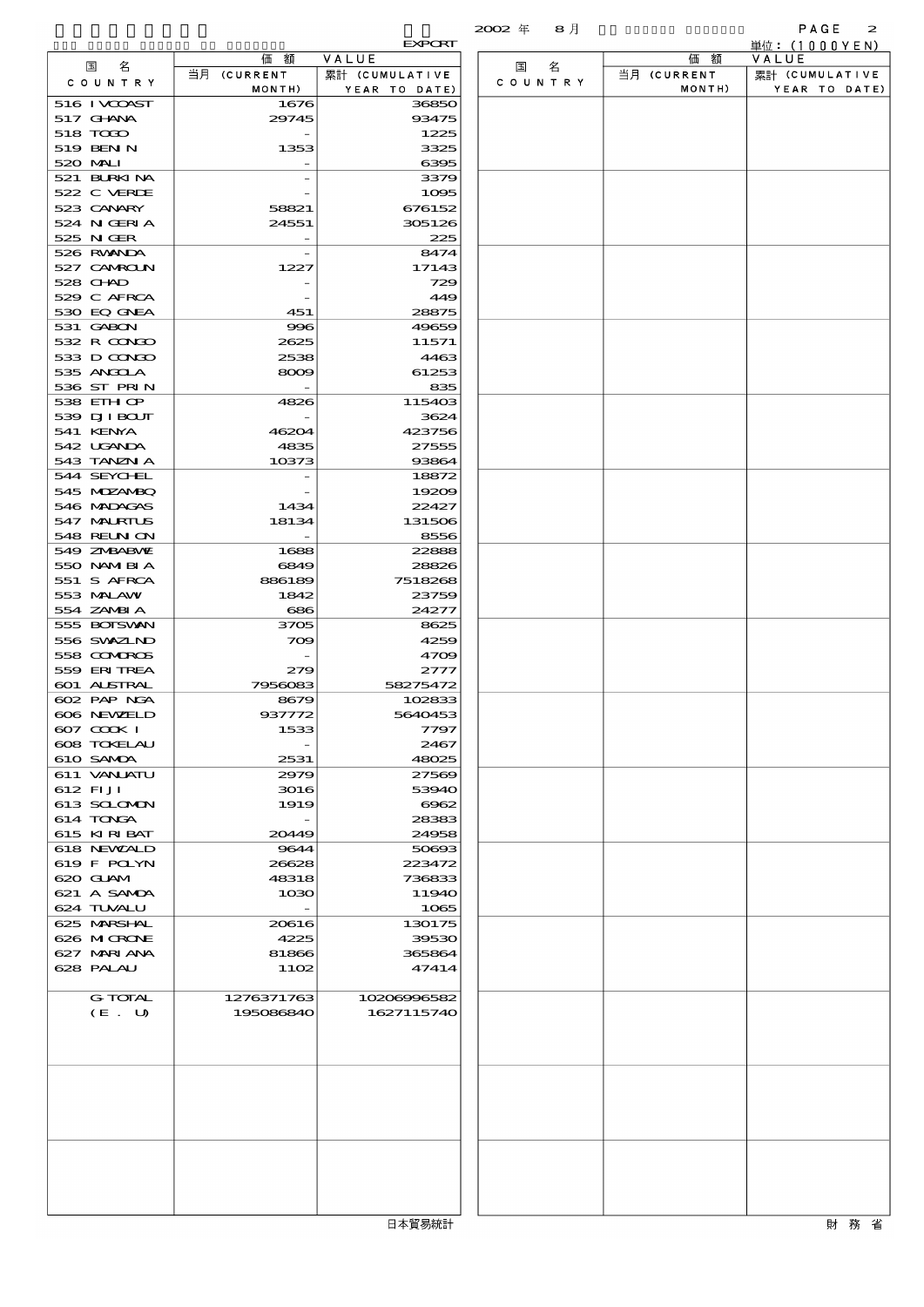EXPORT

2002 年 8 月

単位：(1000YEN)

| 国 名 COUNTRY | 価 額 VALUE 当月 (CURRENT MONTH) | 累計 (CUMULATIVE YEAR TO DATE) | 国 名 COUNTRY | 価 額 VALUE 当月 (CURRENT MONTH) | 累計 (CUMULATIVE YEAR TO DATE) |
|---|---|---|---|---|---|
| 516 I VCOAST | 1676 | 36850 | | | |
| 517 GHANA | 29745 | 93475 | | | |
| 518 TOGO | - | 1225 | | | |
| 519 BENIN | 1353 | 3325 | | | |
| 520 MALI | - | 6395 | | | |
| 521 BURKINA | - | 3379 | | | |
| 522 C VERDE | - | 1095 | | | |
| 523 CANARY | 58821 | 676152 | | | |
| 524 NIGERIA | 24551 | 305126 | | | |
| 525 NIGER | - | 225 | | | |
| 526 RWANDA | - | 8474 | | | |
| 527 CAMROUN | 1227 | 17143 | | | |
| 528 CHAD | - | 729 | | | |
| 529 C AFRCA | - | 449 | | | |
| 530 EQ GNEA | 451 | 28875 | | | |
| 531 GABON | 996 | 49659 | | | |
| 532 R CONGO | 2625 | 11571 | | | |
| 533 D CONGO | 2538 | 4463 | | | |
| 535 ANGOLA | 8009 | 61253 | | | |
| 536 ST PRIN | - | 835 | | | |
| 538 ETHIOP | 4826 | 115403 | | | |
| 539 DJIBOUT | - | 3624 | | | |
| 541 KENYA | 46204 | 423756 | | | |
| 542 UGANDA | 4835 | 27555 | | | |
| 543 TANZNIA | 10373 | 93864 | | | |
| 544 SEYCHEL | - | 18872 | | | |
| 545 MOZAMBQ | - | 19209 | | | |
| 546 MADAGAS | 1434 | 22427 | | | |
| 547 MAURTUS | 18134 | 131506 | | | |
| 548 REUNION | - | 8556 | | | |
| 549 ZMBABWE | 1688 | 22888 | | | |
| 550 NAMIBIA | 6849 | 28826 | | | |
| 551 S AFRCA | 886189 | 7518268 | | | |
| 553 MALAWI | 1842 | 23759 | | | |
| 554 ZAMBIA | 686 | 24277 | | | |
| 555 BOTSWAN | 3705 | 8625 | | | |
| 556 SWAZLND | 709 | 4259 | | | |
| 558 COMOROS | - | 4709 | | | |
| 559 ERITREA | 279 | 2777 | | | |
| 601 AUSTRAL | 7956083 | 58275472 | | | |
| 602 PAP NGA | 8679 | 102833 | | | |
| 606 NEWZELD | 937772 | 5640453 | | | |
| 607 COOK I | 1533 | 7797 | | | |
| 608 TOKELAU | - | 2467 | | | |
| 610 SAMOA | 2531 | 48025 | | | |
| 611 VANUATU | 2979 | 27569 | | | |
| 612 FIJI | 3016 | 53940 | | | |
| 613 SOLOMON | 1919 | 6962 | | | |
| 614 TONGA | - | 28383 | | | |
| 615 KIRIBAT | 20449 | 24958 | | | |
| 618 NEWCALD | 9644 | 50693 | | | |
| 619 F POLYN | 26628 | 223472 | | | |
| 620 GUAM | 48318 | 736833 | | | |
| 621 A SAMOA | 1030 | 11940 | | | |
| 624 TUVALU | - | 1065 | | | |
| 625 MARSHAL | 20616 | 130175 | | | |
| 626 MICRONE | 4225 | 39530 | | | |
| 627 MARIANA | 81866 | 365864 | | | |
| 628 PALAU | 1102 | 47414 | | | |
| G TOTAL | 1276371763 | 10206996582 | | | |
| (E . U) | 195086840 | 1627115740 | | | |

日本貿易統計

財 務 省